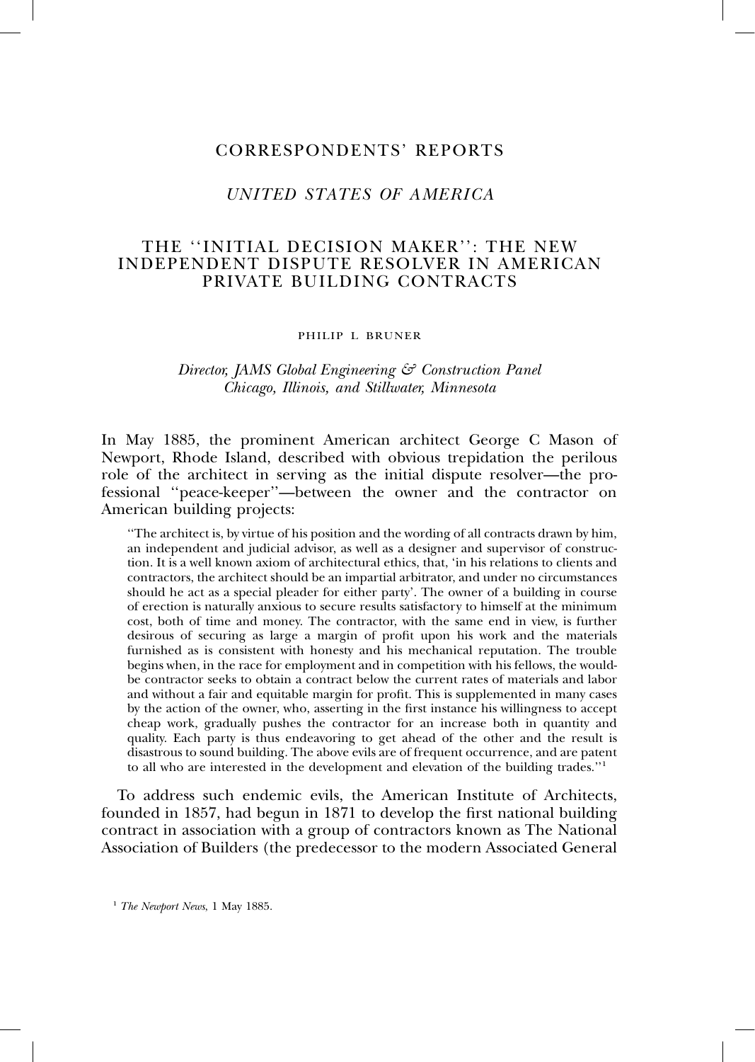# CORRESPONDENTS' REPORTS

## *UNITED STATES OF AMERICA*

## THE ''INITIAL DECISION MAKER'': THE NEW INDEPENDENT DISPUTE RESOLVER IN AMERICAN PRIVATE BUILDING CONTRACTS

PHILIP L BRUNER

*Director, JAMS Global Engineering & Construction Panel*
*Chicago, Illinois, and Stillwater, Minnesota*

In May 1885, the prominent American architect George C Mason of Newport, Rhode Island, described with obvious trepidation the perilous role of the architect in serving as the initial dispute resolver—the professional ''peace-keeper''—between the owner and the contractor on American building projects:

> ''The architect is, by virtue of his position and the wording of all contracts drawn by him, an independent and judicial advisor, as well as a designer and supervisor of construction. It is a well known axiom of architectural ethics, that, 'in his relations to clients and contractors, the architect should be an impartial arbitrator, and under no circumstances should he act as a special pleader for either party'. The owner of a building in course of erection is naturally anxious to secure results satisfactory to himself at the minimum cost, both of time and money. The contractor, with the same end in view, is further desirous of securing as large a margin of profit upon his work and the materials furnished as is consistent with honesty and his mechanical reputation. The trouble begins when, in the race for employment and in competition with his fellows, the would-be contractor seeks to obtain a contract below the current rates of materials and labor and without a fair and equitable margin for profit. This is supplemented in many cases by the action of the owner, who, asserting in the first instance his willingness to accept cheap work, gradually pushes the contractor for an increase both in quantity and quality. Each party is thus endeavoring to get ahead of the other and the result is disastrous to sound building. The above evils are of frequent occurrence, and are patent to all who are interested in the development and elevation of the building trades.''[1]

To address such endemic evils, the American Institute of Architects, founded in 1857, had begun in 1871 to develop the first national building contract in association with a group of contractors known as The National Association of Builders (the predecessor to the modern Associated General

[1] *The Newport News*, 1 May 1885.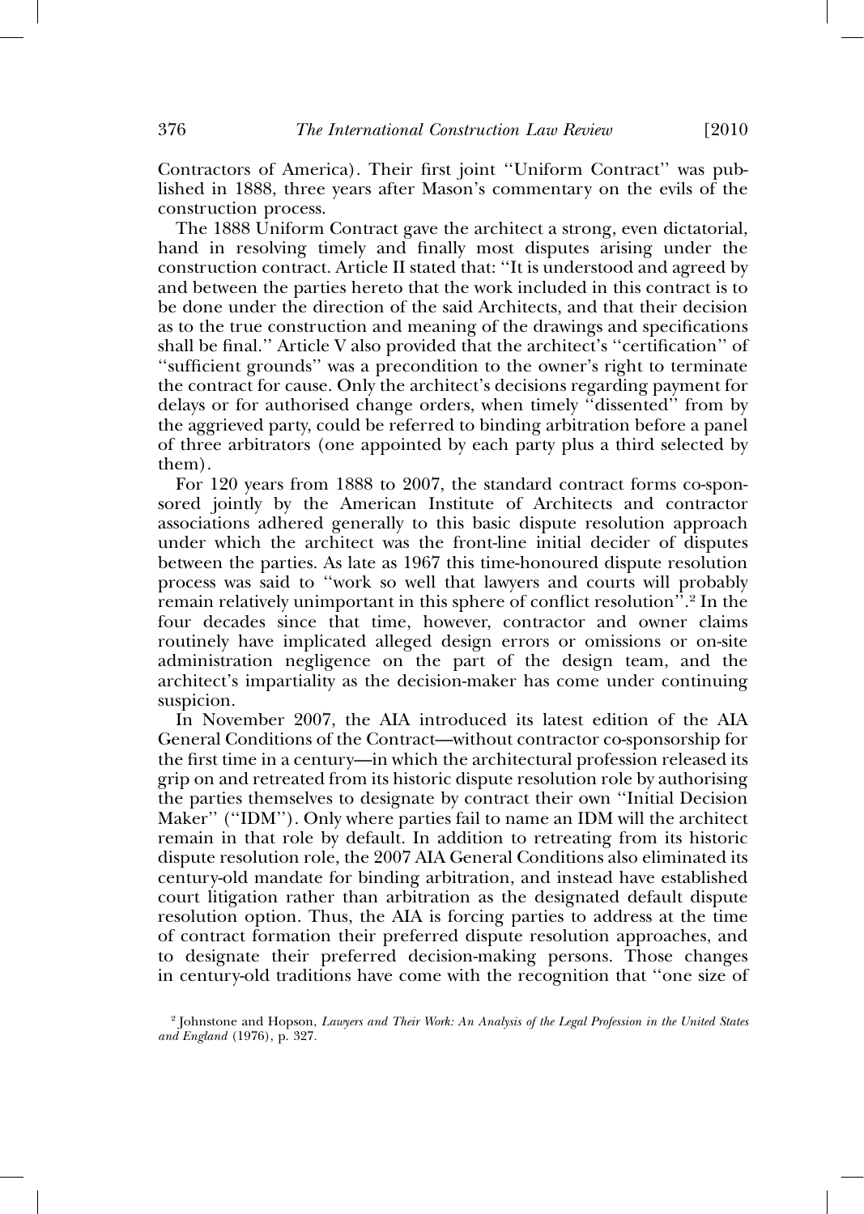Contractors of America). Their first joint "Uniform Contract" was published in 1888, three years after Mason's commentary on the evils of the construction process.

The 1888 Uniform Contract gave the architect a strong, even dictatorial, hand in resolving timely and finally most disputes arising under the construction contract. Article II stated that: "It is understood and agreed by and between the parties hereto that the work included in this contract is to be done under the direction of the said Architects, and that their decision as to the true construction and meaning of the drawings and specifications shall be final." Article V also provided that the architect's "certification" of "sufficient grounds" was a precondition to the owner's right to terminate the contract for cause. Only the architect's decisions regarding payment for delays or for authorised change orders, when timely "dissented" from by the aggrieved party, could be referred to binding arbitration before a panel of three arbitrators (one appointed by each party plus a third selected by them).

For 120 years from 1888 to 2007, the standard contract forms co-sponsored jointly by the American Institute of Architects and contractor associations adhered generally to this basic dispute resolution approach under which the architect was the front-line initial decider of disputes between the parties. As late as 1967 this time-honoured dispute resolution process was said to "work so well that lawyers and courts will probably remain relatively unimportant in this sphere of conflict resolution".[2] In the four decades since that time, however, contractor and owner claims routinely have implicated alleged design errors or omissions or on-site administration negligence on the part of the design team, and the architect's impartiality as the decision-maker has come under continuing suspicion.

In November 2007, the AIA introduced its latest edition of the AIA General Conditions of the Contract—without contractor co-sponsorship for the first time in a century—in which the architectural profession released its grip on and retreated from its historic dispute resolution role by authorising the parties themselves to designate by contract their own "Initial Decision Maker" ("IDM"). Only where parties fail to name an IDM will the architect remain in that role by default. In addition to retreating from its historic dispute resolution role, the 2007 AIA General Conditions also eliminated its century-old mandate for binding arbitration, and instead have established court litigation rather than arbitration as the designated default dispute resolution option. Thus, the AIA is forcing parties to address at the time of contract formation their preferred dispute resolution approaches, and to designate their preferred decision-making persons. Those changes in century-old traditions have come with the recognition that "one size of

[2] Johnstone and Hopson, *Lawyers and Their Work: An Analysis of the Legal Profession in the United States and England* (1976), p. 327.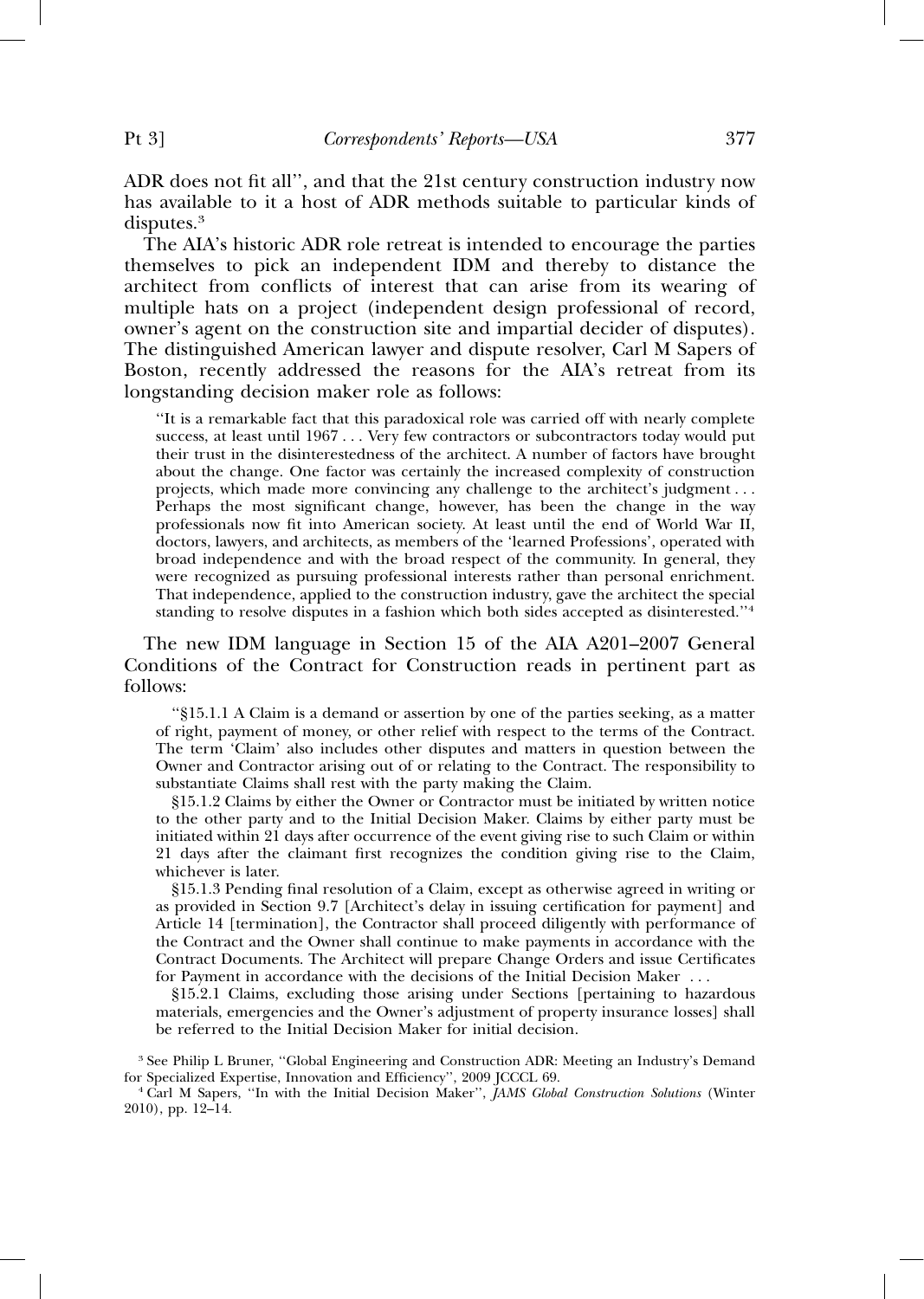ADR does not fit all'', and that the 21st century construction industry now has available to it a host of ADR methods suitable to particular kinds of disputes.[3]

The AIA's historic ADR role retreat is intended to encourage the parties themselves to pick an independent IDM and thereby to distance the architect from conflicts of interest that can arise from its wearing of multiple hats on a project (independent design professional of record, owner's agent on the construction site and impartial decider of disputes). The distinguished American lawyer and dispute resolver, Carl M Sapers of Boston, recently addressed the reasons for the AIA's retreat from its longstanding decision maker role as follows:

> ''It is a remarkable fact that this paradoxical role was carried off with nearly complete success, at least until 1967 . . . Very few contractors or subcontractors today would put their trust in the disinterestedness of the architect. A number of factors have brought about the change. One factor was certainly the increased complexity of construction projects, which made more convincing any challenge to the architect's judgment . . . Perhaps the most significant change, however, has been the change in the way professionals now fit into American society. At least until the end of World War II, doctors, lawyers, and architects, as members of the 'learned Professions', operated with broad independence and with the broad respect of the community. In general, they were recognized as pursuing professional interests rather than personal enrichment. That independence, applied to the construction industry, gave the architect the special standing to resolve disputes in a fashion which both sides accepted as disinterested.''[4]

The new IDM language in Section 15 of the AIA A201–2007 General Conditions of the Contract for Construction reads in pertinent part as follows:

> ''§15.1.1 A Claim is a demand or assertion by one of the parties seeking, as a matter of right, payment of money, or other relief with respect to the terms of the Contract. The term 'Claim' also includes other disputes and matters in question between the Owner and Contractor arising out of or relating to the Contract. The responsibility to substantiate Claims shall rest with the party making the Claim.
>
> §15.1.2 Claims by either the Owner or Contractor must be initiated by written notice to the other party and to the Initial Decision Maker. Claims by either party must be initiated within 21 days after occurrence of the event giving rise to such Claim or within 21 days after the claimant first recognizes the condition giving rise to the Claim, whichever is later.
>
> §15.1.3 Pending final resolution of a Claim, except as otherwise agreed in writing or as provided in Section 9.7 [Architect's delay in issuing certification for payment] and Article 14 [termination], the Contractor shall proceed diligently with performance of the Contract and the Owner shall continue to make payments in accordance with the Contract Documents. The Architect will prepare Change Orders and issue Certificates for Payment in accordance with the decisions of the Initial Decision Maker . . .
>
> §15.2.1 Claims, excluding those arising under Sections [pertaining to hazardous materials, emergencies and the Owner's adjustment of property insurance losses] shall be referred to the Initial Decision Maker for initial decision.

[3] See Philip L Bruner, ''Global Engineering and Construction ADR: Meeting an Industry's Demand for Specialized Expertise, Innovation and Efficiency'', 2009 JCCCL 69.

[4] Carl M Sapers, ''In with the Initial Decision Maker'', *JAMS Global Construction Solutions* (Winter 2010), pp. 12–14.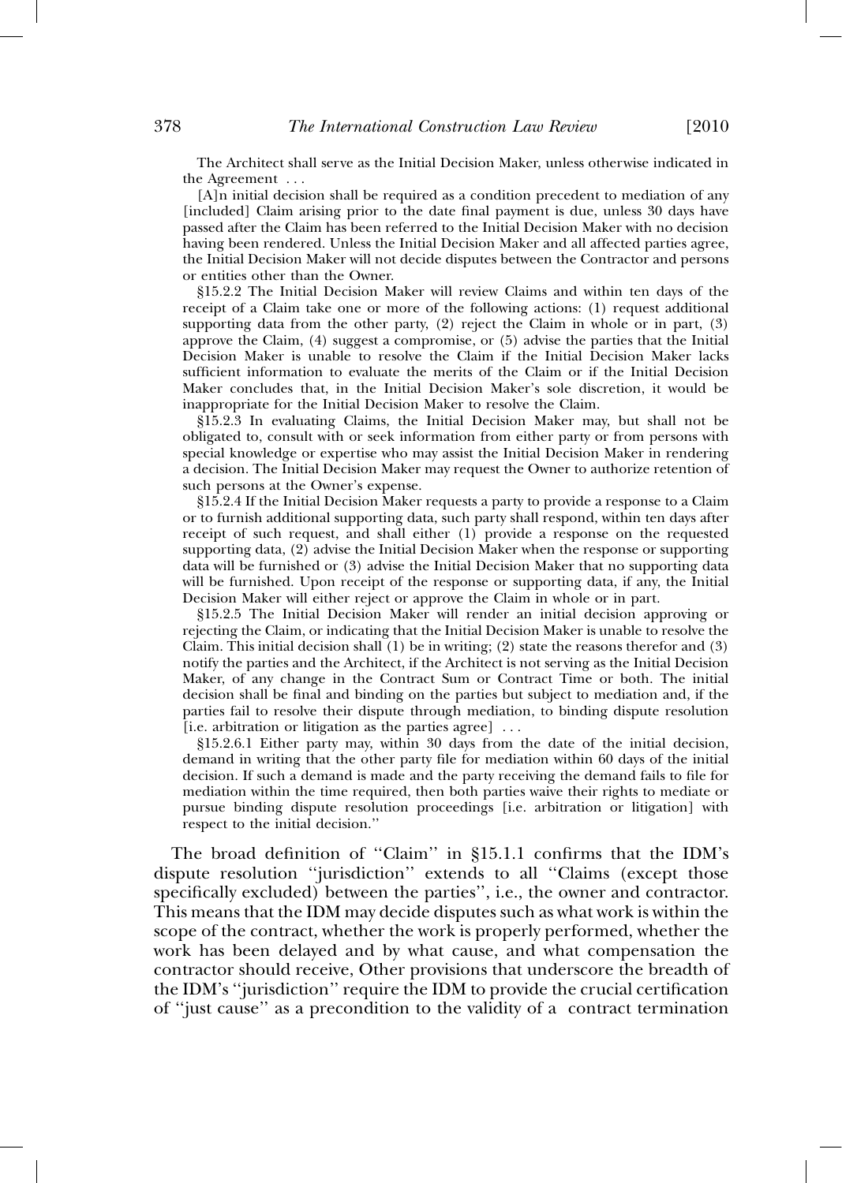The Architect shall serve as the Initial Decision Maker, unless otherwise indicated in the Agreement . . .

[A]n initial decision shall be required as a condition precedent to mediation of any [included] Claim arising prior to the date final payment is due, unless 30 days have passed after the Claim has been referred to the Initial Decision Maker with no decision having been rendered. Unless the Initial Decision Maker and all affected parties agree, the Initial Decision Maker will not decide disputes between the Contractor and persons or entities other than the Owner.

§15.2.2 The Initial Decision Maker will review Claims and within ten days of the receipt of a Claim take one or more of the following actions: (1) request additional supporting data from the other party, (2) reject the Claim in whole or in part, (3) approve the Claim, (4) suggest a compromise, or (5) advise the parties that the Initial Decision Maker is unable to resolve the Claim if the Initial Decision Maker lacks sufficient information to evaluate the merits of the Claim or if the Initial Decision Maker concludes that, in the Initial Decision Maker's sole discretion, it would be inappropriate for the Initial Decision Maker to resolve the Claim.

§15.2.3 In evaluating Claims, the Initial Decision Maker may, but shall not be obligated to, consult with or seek information from either party or from persons with special knowledge or expertise who may assist the Initial Decision Maker in rendering a decision. The Initial Decision Maker may request the Owner to authorize retention of such persons at the Owner's expense.

§15.2.4 If the Initial Decision Maker requests a party to provide a response to a Claim or to furnish additional supporting data, such party shall respond, within ten days after receipt of such request, and shall either (1) provide a response on the requested supporting data, (2) advise the Initial Decision Maker when the response or supporting data will be furnished or (3) advise the Initial Decision Maker that no supporting data will be furnished. Upon receipt of the response or supporting data, if any, the Initial Decision Maker will either reject or approve the Claim in whole or in part.

§15.2.5 The Initial Decision Maker will render an initial decision approving or rejecting the Claim, or indicating that the Initial Decision Maker is unable to resolve the Claim. This initial decision shall (1) be in writing; (2) state the reasons therefor and (3) notify the parties and the Architect, if the Architect is not serving as the Initial Decision Maker, of any change in the Contract Sum or Contract Time or both. The initial decision shall be final and binding on the parties but subject to mediation and, if the parties fail to resolve their dispute through mediation, to binding dispute resolution [i.e. arbitration or litigation as the parties agree] . . .

§15.2.6.1 Either party may, within 30 days from the date of the initial decision, demand in writing that the other party file for mediation within 60 days of the initial decision. If such a demand is made and the party receiving the demand fails to file for mediation within the time required, then both parties waive their rights to mediate or pursue binding dispute resolution proceedings [i.e. arbitration or litigation] with respect to the initial decision."

The broad definition of "Claim" in §15.1.1 confirms that the IDM's dispute resolution "jurisdiction" extends to all "Claims (except those specifically excluded) between the parties", i.e., the owner and contractor. This means that the IDM may decide disputes such as what work is within the scope of the contract, whether the work is properly performed, whether the work has been delayed and by what cause, and what compensation the contractor should receive, Other provisions that underscore the breadth of the IDM's "jurisdiction" require the IDM to provide the crucial certification of "just cause" as a precondition to the validity of a contract termination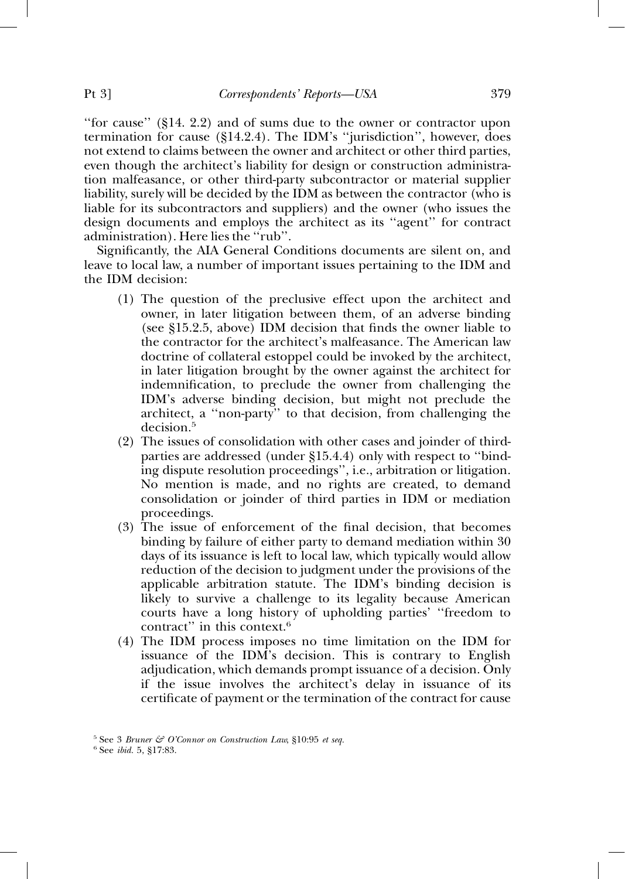''for cause'' (§14. 2.2) and of sums due to the owner or contractor upon termination for cause (§14.2.4). The IDM's ''jurisdiction'', however, does not extend to claims between the owner and architect or other third parties, even though the architect's liability for design or construction administration malfeasance, or other third-party subcontractor or material supplier liability, surely will be decided by the IDM as between the contractor (who is liable for its subcontractors and suppliers) and the owner (who issues the design documents and employs the architect as its ''agent'' for contract administration). Here lies the ''rub''.

Significantly, the AIA General Conditions documents are silent on, and leave to local law, a number of important issues pertaining to the IDM and the IDM decision:

(1) The question of the preclusive effect upon the architect and owner, in later litigation between them, of an adverse binding (see §15.2.5, above) IDM decision that finds the owner liable to the contractor for the architect's malfeasance. The American law doctrine of collateral estoppel could be invoked by the architect, in later litigation brought by the owner against the architect for indemnification, to preclude the owner from challenging the IDM's adverse binding decision, but might not preclude the architect, a ''non-party'' to that decision, from challenging the decision.[5]

(2) The issues of consolidation with other cases and joinder of third-parties are addressed (under §15.4.4) only with respect to ''binding dispute resolution proceedings'', i.e., arbitration or litigation. No mention is made, and no rights are created, to demand consolidation or joinder of third parties in IDM or mediation proceedings.

(3) The issue of enforcement of the final decision, that becomes binding by failure of either party to demand mediation within 30 days of its issuance is left to local law, which typically would allow reduction of the decision to judgment under the provisions of the applicable arbitration statute. The IDM's binding decision is likely to survive a challenge to its legality because American courts have a long history of upholding parties' ''freedom to contract'' in this context.[6]

(4) The IDM process imposes no time limitation on the IDM for issuance of the IDM's decision. This is contrary to English adjudication, which demands prompt issuance of a decision. Only if the issue involves the architect's delay in issuance of its certificate of payment or the termination of the contract for cause

---

[5] See 3 *Bruner & O'Connor on Construction Law*, §10:95 *et seq.*

[6] See *ibid.* 5, §17:83.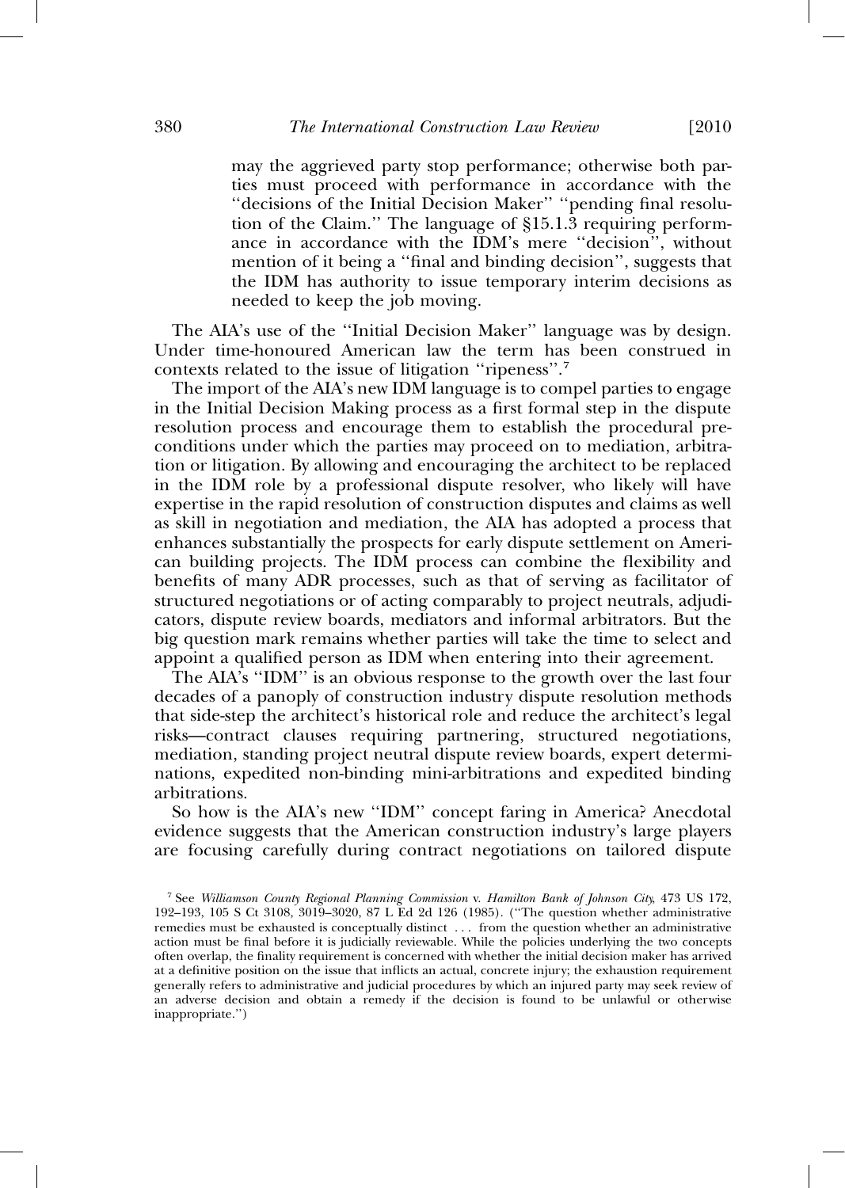> may the aggrieved party stop performance; otherwise both parties must proceed with performance in accordance with the ''decisions of the Initial Decision Maker'' ''pending final resolution of the Claim.'' The language of §15.1.3 requiring performance in accordance with the IDM's mere ''decision'', without mention of it being a ''final and binding decision'', suggests that the IDM has authority to issue temporary interim decisions as needed to keep the job moving.

The AIA's use of the ''Initial Decision Maker'' language was by design. Under time-honoured American law the term has been construed in contexts related to the issue of litigation ''ripeness''.[7]

The import of the AIA's new IDM language is to compel parties to engage in the Initial Decision Making process as a first formal step in the dispute resolution process and encourage them to establish the procedural preconditions under which the parties may proceed on to mediation, arbitration or litigation. By allowing and encouraging the architect to be replaced in the IDM role by a professional dispute resolver, who likely will have expertise in the rapid resolution of construction disputes and claims as well as skill in negotiation and mediation, the AIA has adopted a process that enhances substantially the prospects for early dispute settlement on American building projects. The IDM process can combine the flexibility and benefits of many ADR processes, such as that of serving as facilitator of structured negotiations or of acting comparably to project neutrals, adjudicators, dispute review boards, mediators and informal arbitrators. But the big question mark remains whether parties will take the time to select and appoint a qualified person as IDM when entering into their agreement.

The AIA's ''IDM'' is an obvious response to the growth over the last four decades of a panoply of construction industry dispute resolution methods that side-step the architect's historical role and reduce the architect's legal risks—contract clauses requiring partnering, structured negotiations, mediation, standing project neutral dispute review boards, expert determinations, expedited non-binding mini-arbitrations and expedited binding arbitrations.

So how is the AIA's new ''IDM'' concept faring in America? Anecdotal evidence suggests that the American construction industry's large players are focusing carefully during contract negotiations on tailored dispute

[7] See *Williamson County Regional Planning Commission* v. *Hamilton Bank of Johnson City*, 473 US 172, 192–193, 105 S Ct 3108, 3019–3020, 87 L Ed 2d 126 (1985). (''The question whether administrative remedies must be exhausted is conceptually distinct . . . from the question whether an administrative action must be final before it is judicially reviewable. While the policies underlying the two concepts often overlap, the finality requirement is concerned with whether the initial decision maker has arrived at a definitive position on the issue that inflicts an actual, concrete injury; the exhaustion requirement generally refers to administrative and judicial procedures by which an injured party may seek review of an adverse decision and obtain a remedy if the decision is found to be unlawful or otherwise inappropriate.'')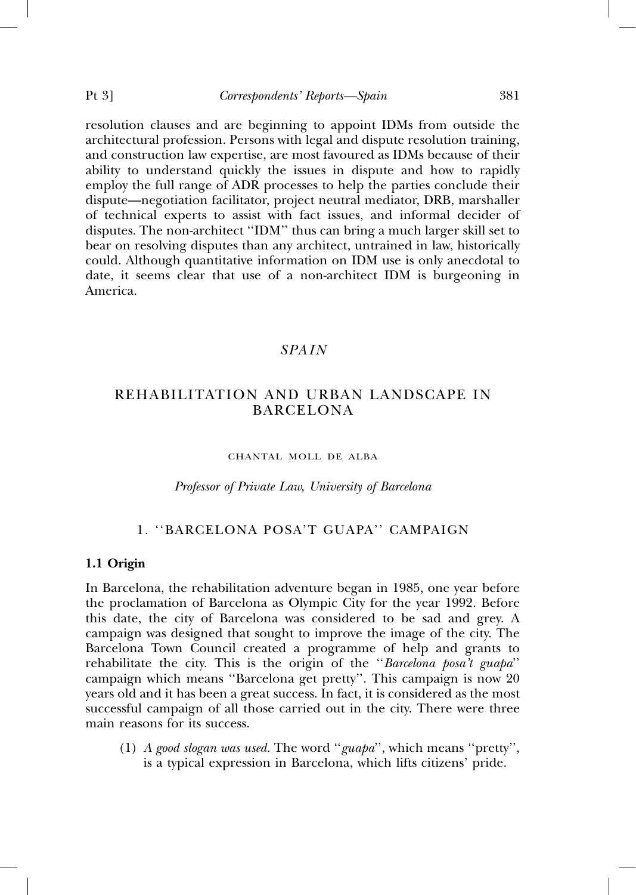resolution clauses and are beginning to appoint IDMs from outside the architectural profession. Persons with legal and dispute resolution training, and construction law expertise, are most favoured as IDMs because of their ability to understand quickly the issues in dispute and how to rapidly employ the full range of ADR processes to help the parties conclude their dispute—negotiation facilitator, project neutral mediator, DRB, marshaller of technical experts to assist with fact issues, and informal decider of disputes. The non-architect ''IDM'' thus can bring a much larger skill set to bear on resolving disputes than any architect, untrained in law, historically could. Although quantitative information on IDM use is only anecdotal to date, it seems clear that use of a non-architect IDM is burgeoning in America.

# *SPAIN*

## REHABILITATION AND URBAN LANDSCAPE IN BARCELONA

CHANTAL MOLL DE ALBA

*Professor of Private Law, University of Barcelona*

### 1. ''BARCELONA POSA'T GUAPA'' CAMPAIGN

#### 1.1 Origin

In Barcelona, the rehabilitation adventure began in 1985, one year before the proclamation of Barcelona as Olympic City for the year 1992. Before this date, the city of Barcelona was considered to be sad and grey. A campaign was designed that sought to improve the image of the city. The Barcelona Town Council created a programme of help and grants to rehabilitate the city. This is the origin of the ''*Barcelona posa't guapa*'' campaign which means ''Barcelona get pretty''. This campaign is now 20 years old and it has been a great success. In fact, it is considered as the most successful campaign of all those carried out in the city. There were three main reasons for its success.

(1) *A good slogan was used.* The word ''*guapa*'', which means ''pretty'', is a typical expression in Barcelona, which lifts citizens' pride.